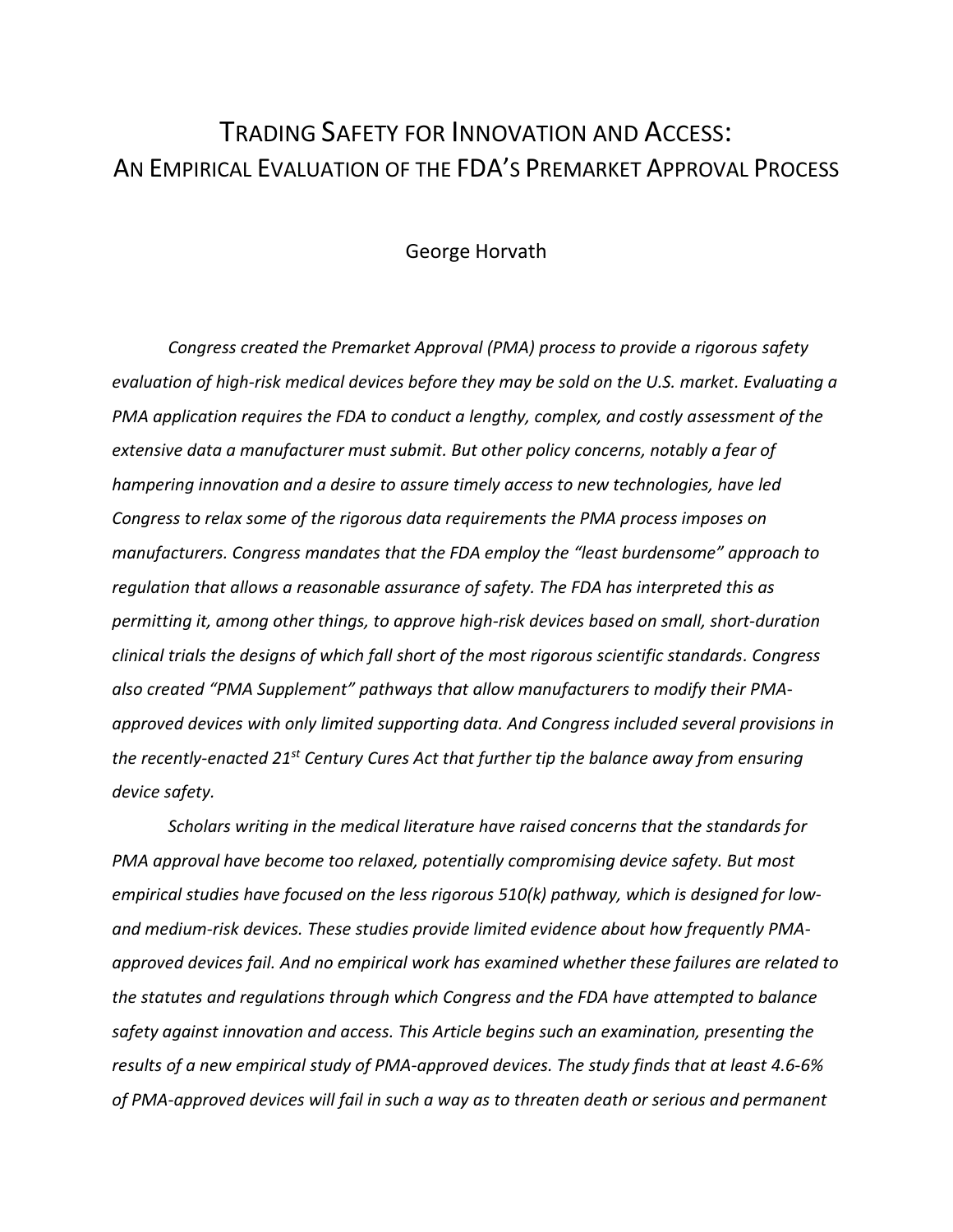# Trading Safety for Innovation and Access: An Empirical Evaluation of the FDA's Premarket Approval Process

George Horvath

*Congress created the Premarket Approval (PMA) process to provide a rigorous safety evaluation of high-risk medical devices before they may be sold on the U.S. market. Evaluating a PMA application requires the FDA to conduct a lengthy, complex, and costly assessment of the extensive data a manufacturer must submit. But other policy concerns, notably a fear of hampering innovation and a desire to assure timely access to new technologies, have led Congress to relax some of the rigorous data requirements the PMA process imposes on manufacturers. Congress mandates that the FDA employ the "least burdensome" approach to regulation that allows a reasonable assurance of safety. The FDA has interpreted this as permitting it, among other things, to approve high-risk devices based on small, short-duration clinical trials the designs of which fall short of the most rigorous scientific standards. Congress also created "PMA Supplement" pathways that allow manufacturers to modify their PMA-approved devices with only limited supporting data. And Congress included several provisions in the recently-enacted 21st Century Cures Act that further tip the balance away from ensuring device safety.*

*Scholars writing in the medical literature have raised concerns that the standards for PMA approval have become too relaxed, potentially compromising device safety. But most empirical studies have focused on the less rigorous 510(k) pathway, which is designed for low- and medium-risk devices. These studies provide limited evidence about how frequently PMA-approved devices fail. And no empirical work has examined whether these failures are related to the statutes and regulations through which Congress and the FDA have attempted to balance safety against innovation and access. This Article begins such an examination, presenting the results of a new empirical study of PMA-approved devices. The study finds that at least 4.6-6% of PMA-approved devices will fail in such a way as to threaten death or serious and permanent*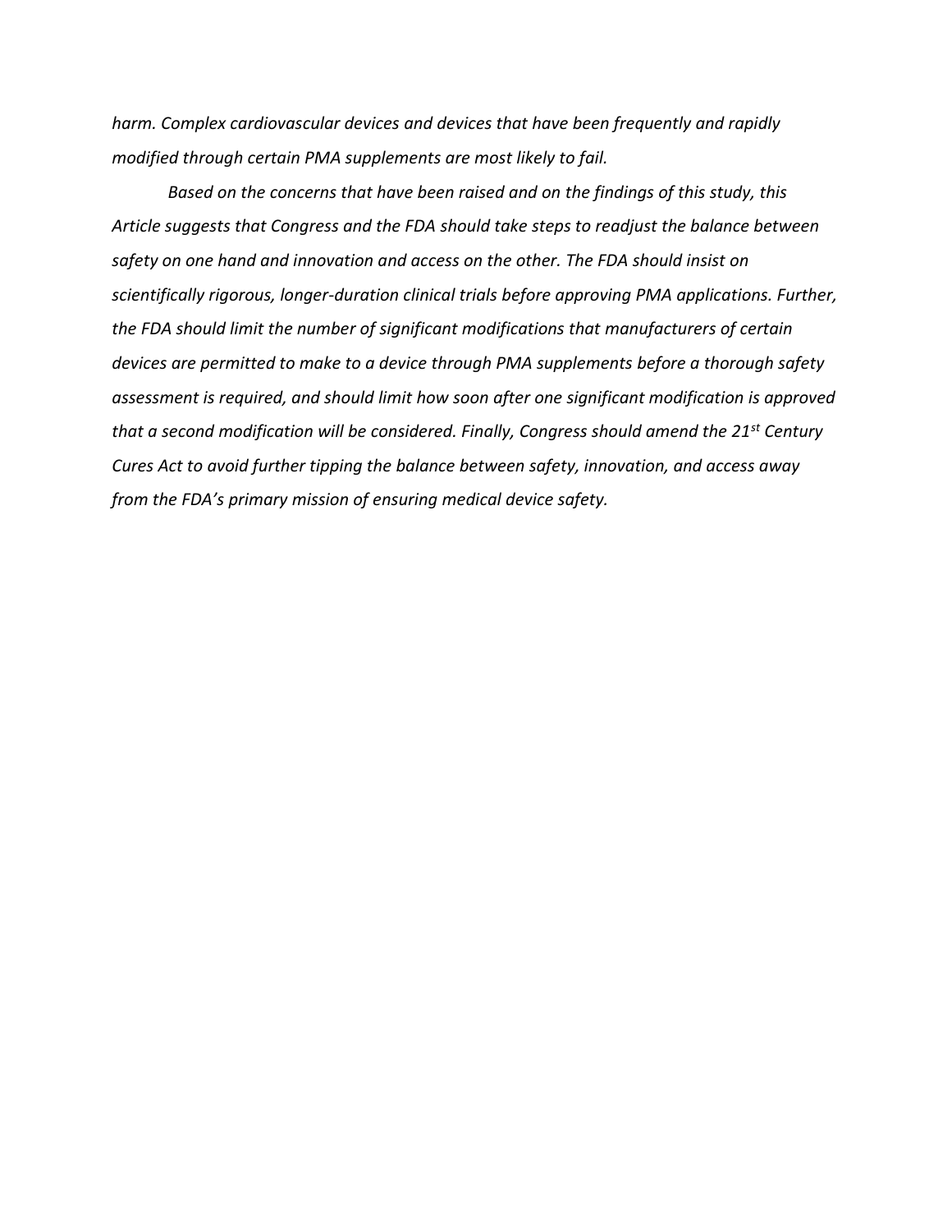*harm. Complex cardiovascular devices and devices that have been frequently and rapidly modified through certain PMA supplements are most likely to fail.*

*Based on the concerns that have been raised and on the findings of this study, this Article suggests that Congress and the FDA should take steps to readjust the balance between safety on one hand and innovation and access on the other. The FDA should insist on scientifically rigorous, longer-duration clinical trials before approving PMA applications. Further, the FDA should limit the number of significant modifications that manufacturers of certain devices are permitted to make to a device through PMA supplements before a thorough safety assessment is required, and should limit how soon after one significant modification is approved that a second modification will be considered. Finally, Congress should amend the 21st Century Cures Act to avoid further tipping the balance between safety, innovation, and access away from the FDA's primary mission of ensuring medical device safety.*